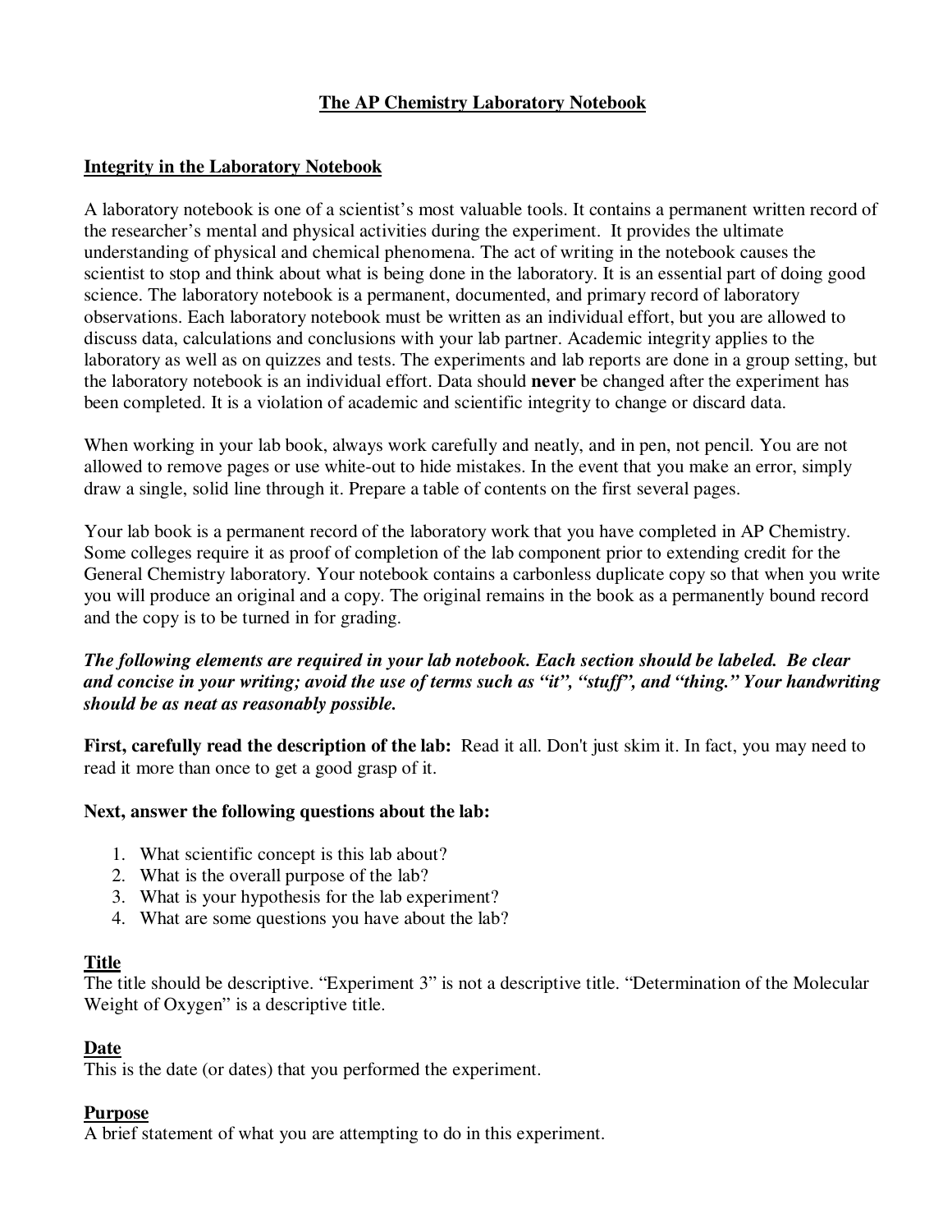# The AP Chemistry Laboratory Notebook

## Integrity in the Laboratory Notebook

A laboratory notebook is one of a scientist's most valuable tools. It contains a permanent written record of the researcher's mental and physical activities during the experiment. It provides the ultimate understanding of physical and chemical phenomena. The act of writing in the notebook causes the scientist to stop and think about what is being done in the laboratory. It is an essential part of doing good science. The laboratory notebook is a permanent, documented, and primary record of laboratory observations. Each laboratory notebook must be written as an individual effort, but you are allowed to discuss data, calculations and conclusions with your lab partner. Academic integrity applies to the laboratory as well as on quizzes and tests. The experiments and lab reports are done in a group setting, but the laboratory notebook is an individual effort. Data should **never** be changed after the experiment has been completed. It is a violation of academic and scientific integrity to change or discard data.

When working in your lab book, always work carefully and neatly, and in pen, not pencil. You are not allowed to remove pages or use white-out to hide mistakes. In the event that you make an error, simply draw a single, solid line through it. Prepare a table of contents on the first several pages.

Your lab book is a permanent record of the laboratory work that you have completed in AP Chemistry. Some colleges require it as proof of completion of the lab component prior to extending credit for the General Chemistry laboratory. Your notebook contains a carbonless duplicate copy so that when you write you will produce an original and a copy. The original remains in the book as a permanently bound record and the copy is to be turned in for grading.

***The following elements are required in your lab notebook. Each section should be labeled. Be clear and concise in your writing; avoid the use of terms such as "it", "stuff", and "thing." Your handwriting should be as neat as reasonably possible.***

**First, carefully read the description of the lab:** Read it all. Don't just skim it. In fact, you may need to read it more than once to get a good grasp of it.

**Next, answer the following questions about the lab:**

1. What scientific concept is this lab about?
2. What is the overall purpose of the lab?
3. What is your hypothesis for the lab experiment?
4. What are some questions you have about the lab?

### Title

The title should be descriptive. "Experiment 3" is not a descriptive title. "Determination of the Molecular Weight of Oxygen" is a descriptive title.

### Date

This is the date (or dates) that you performed the experiment.

### Purpose

A brief statement of what you are attempting to do in this experiment.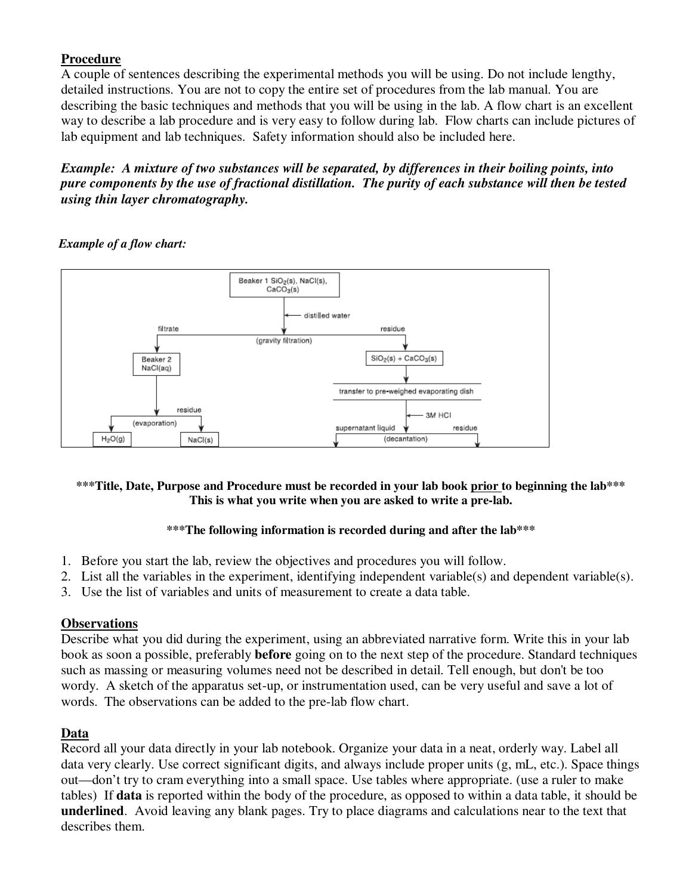## Procedure

A couple of sentences describing the experimental methods you will be using. Do not include lengthy, detailed instructions. You are not to copy the entire set of procedures from the lab manual. You are describing the basic techniques and methods that you will be using in the lab. A flow chart is an excellent way to describe a lab procedure and is very easy to follow during lab. Flow charts can include pictures of lab equipment and lab techniques. Safety information should also be included here.

***Example: A mixture of two substances will be separated, by differences in their boiling points, into pure components by the use of fractional distillation. The purity of each substance will then be tested using thin layer chromatography.***

***Example of a flow chart:***

Beaker 1 $SiO_2(s)$, $NaCl(s)$, $CaCO_3(s)$
→ distilled water
(gravity filtration)
- filtrate → Beaker 2 $NaCl(aq)$ → (evaporation) → $H_2O(g)$; residue → $NaCl(s)$
- residue → $SiO_2(s) + CaCO_3(s)$ → transfer to pre-weighed evaporating dish → 3M HCl → (decantation) → supernatant liquid; residue

**\*\*\*Title, Date, Purpose and Procedure must be recorded in your lab book <u>prior</u> to beginning the lab\*\*\***
**This is what you write when you are asked to write a pre-lab.**

**\*\*\*The following information is recorded during and after the lab\*\*\***

1. Before you start the lab, review the objectives and procedures you will follow.
2. List all the variables in the experiment, identifying independent variable(s) and dependent variable(s).
3. Use the list of variables and units of measurement to create a data table.

## Observations

Describe what you did during the experiment, using an abbreviated narrative form. Write this in your lab book as soon a possible, preferably **before** going on to the next step of the procedure. Standard techniques such as massing or measuring volumes need not be described in detail. Tell enough, but don't be too wordy. A sketch of the apparatus set-up, or instrumentation used, can be very useful and save a lot of words. The observations can be added to the pre-lab flow chart.

## Data

Record all your data directly in your lab notebook. Organize your data in a neat, orderly way. Label all data very clearly. Use correct significant digits, and always include proper units (g, mL, etc.). Space things out—don't try to cram everything into a small space. Use tables where appropriate. (use a ruler to make tables) If **data** is reported within the body of the procedure, as opposed to within a data table, it should be **underlined**. Avoid leaving any blank pages. Try to place diagrams and calculations near to the text that describes them.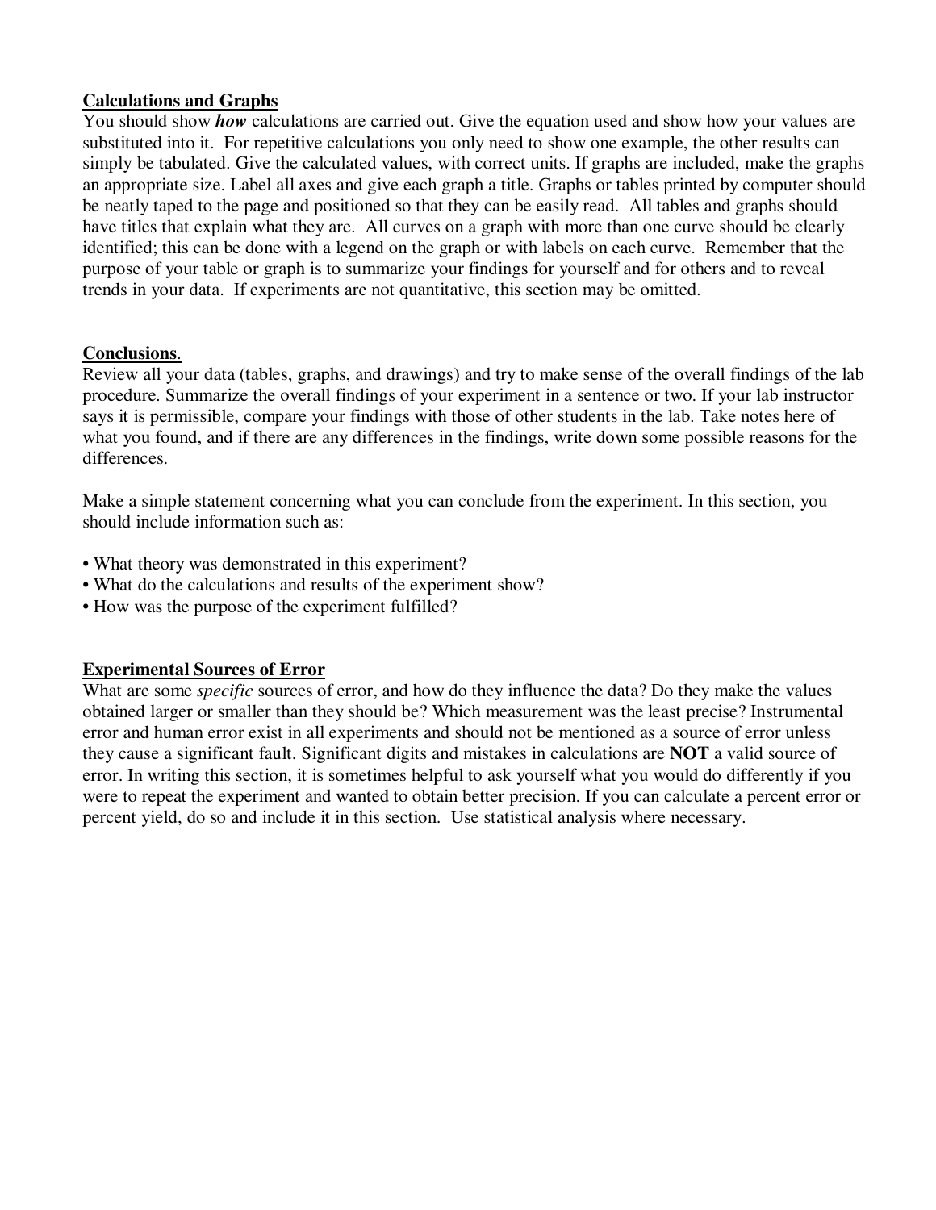## Calculations and Graphs

You should show ***how*** calculations are carried out. Give the equation used and show how your values are substituted into it. For repetitive calculations you only need to show one example, the other results can simply be tabulated. Give the calculated values, with correct units. If graphs are included, make the graphs an appropriate size. Label all axes and give each graph a title. Graphs or tables printed by computer should be neatly taped to the page and positioned so that they can be easily read. All tables and graphs should have titles that explain what they are. All curves on a graph with more than one curve should be clearly identified; this can be done with a legend on the graph or with labels on each curve. Remember that the purpose of your table or graph is to summarize your findings for yourself and for others and to reveal trends in your data. If experiments are not quantitative, this section may be omitted.

## Conclusions.

Review all your data (tables, graphs, and drawings) and try to make sense of the overall findings of the lab procedure. Summarize the overall findings of your experiment in a sentence or two. If your lab instructor says it is permissible, compare your findings with those of other students in the lab. Take notes here of what you found, and if there are any differences in the findings, write down some possible reasons for the differences.

Make a simple statement concerning what you can conclude from the experiment. In this section, you should include information such as:

- What theory was demonstrated in this experiment?
- What do the calculations and results of the experiment show?
- How was the purpose of the experiment fulfilled?

## Experimental Sources of Error

What are some *specific* sources of error, and how do they influence the data? Do they make the values obtained larger or smaller than they should be? Which measurement was the least precise? Instrumental error and human error exist in all experiments and should not be mentioned as a source of error unless they cause a significant fault. Significant digits and mistakes in calculations are **NOT** a valid source of error. In writing this section, it is sometimes helpful to ask yourself what you would do differently if you were to repeat the experiment and wanted to obtain better precision. If you can calculate a percent error or percent yield, do so and include it in this section. Use statistical analysis where necessary.